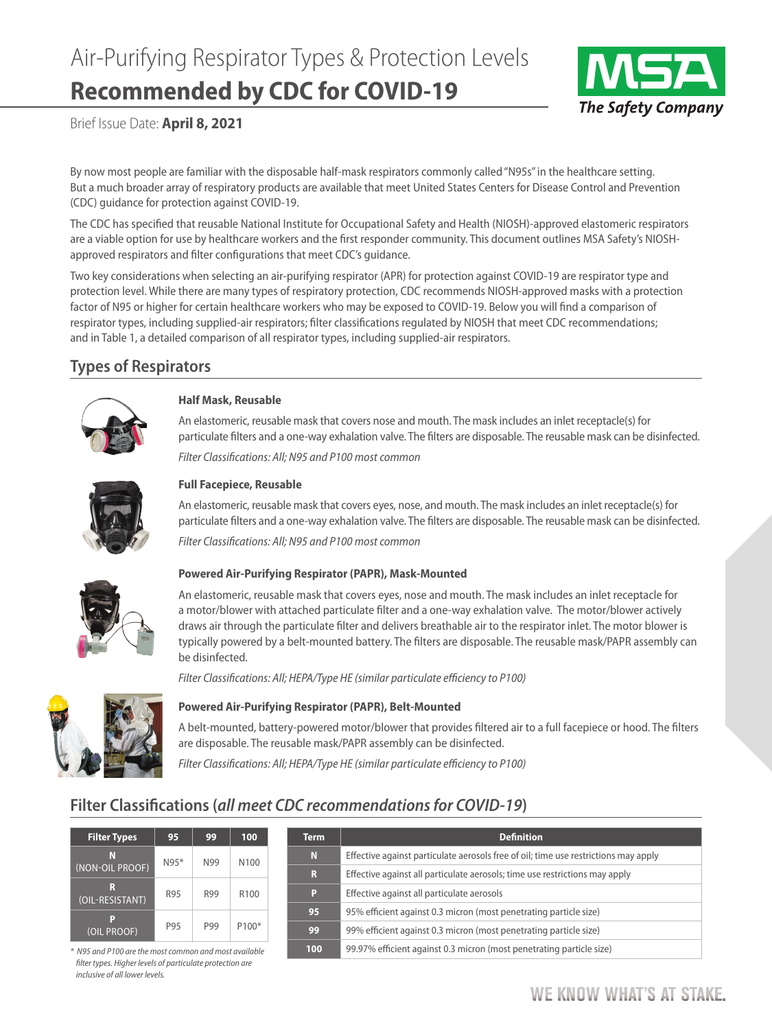# Air-Purifying Respirator Types & Protection Levels **Recommended by CDC for COVID-19**

Brief Issue Date: **April 8, 2021**

By now most people are familiar with the disposable half-mask respirators commonly called "N95s" in the healthcare setting. But a much broader array of respiratory products are available that meet United States Centers for Disease Control and Prevention (CDC) guidance for protection against COVID-19.

The CDC has specified that reusable National Institute for Occupational Safety and Health (NIOSH)-approved elastomeric respirators are a viable option for use by healthcare workers and the first responder community. This document outlines MSA Safety's NIOSH-approved respirators and filter configurations that meet CDC's guidance.

Two key considerations when selecting an air-purifying respirator (APR) for protection against COVID-19 are respirator type and protection level. While there are many types of respiratory protection, CDC recommends NIOSH-approved masks with a protection factor of N95 or higher for certain healthcare workers who may be exposed to COVID-19. Below you will find a comparison of respirator types, including supplied-air respirators; filter classifications regulated by NIOSH that meet CDC recommendations; and in Table 1, a detailed comparison of all respirator types, including supplied-air respirators.

## Types of Respirators

### Half Mask, Reusable

An elastomeric, reusable mask that covers nose and mouth. The mask includes an inlet receptacle(s) for particulate filters and a one-way exhalation valve. The filters are disposable. The reusable mask can be disinfected.

*Filter Classifications: All; N95 and P100 most common*

### Full Facepiece, Reusable

An elastomeric, reusable mask that covers eyes, nose, and mouth. The mask includes an inlet receptacle(s) for particulate filters and a one-way exhalation valve. The filters are disposable. The reusable mask can be disinfected.

*Filter Classifications: All; N95 and P100 most common*

### Powered Air-Purifying Respirator (PAPR), Mask-Mounted

An elastomeric, reusable mask that covers eyes, nose and mouth. The mask includes an inlet receptacle for a motor/blower with attached particulate filter and a one-way exhalation valve. The motor/blower actively draws air through the particulate filter and delivers breathable air to the respirator inlet. The motor blower is typically powered by a belt-mounted battery. The filters are disposable. The reusable mask/PAPR assembly can be disinfected.

*Filter Classifications: All; HEPA/Type HE (similar particulate efficiency to P100)*

### Powered Air-Purifying Respirator (PAPR), Belt-Mounted

A belt-mounted, battery-powered motor/blower that provides filtered air to a full facepiece or hood. The filters are disposable. The reusable mask/PAPR assembly can be disinfected.

*Filter Classifications: All; HEPA/Type HE (similar particulate efficiency to P100)*

## Filter Classifications (*all meet CDC recommendations for COVID-19*)

| Filter Types | 95 | 99 | 100 |
|---|---|---|---|
| **N** (NON-OIL PROOF) | N95* | N99 | N100 |
| **R** (OIL-RESISTANT) | R95 | R99 | R100 |
| **P** (OIL PROOF) | P95 | P99 | P100* |

*\* N95 and P100 are the most common and most available filter types. Higher levels of particulate protection are inclusive of all lower levels.*

| Term | Definition |
|---|---|
| **N** | Effective against particulate aerosols free of oil; time use restrictions may apply |
| **R** | Effective against all particulate aerosols; time use restrictions may apply |
| **P** | Effective against all particulate aerosols |
| **95** | 95% efficient against 0.3 micron (most penetrating particle size) |
| **99** | 99% efficient against 0.3 micron (most penetrating particle size) |
| **100** | 99.97% efficient against 0.3 micron (most penetrating particle size) |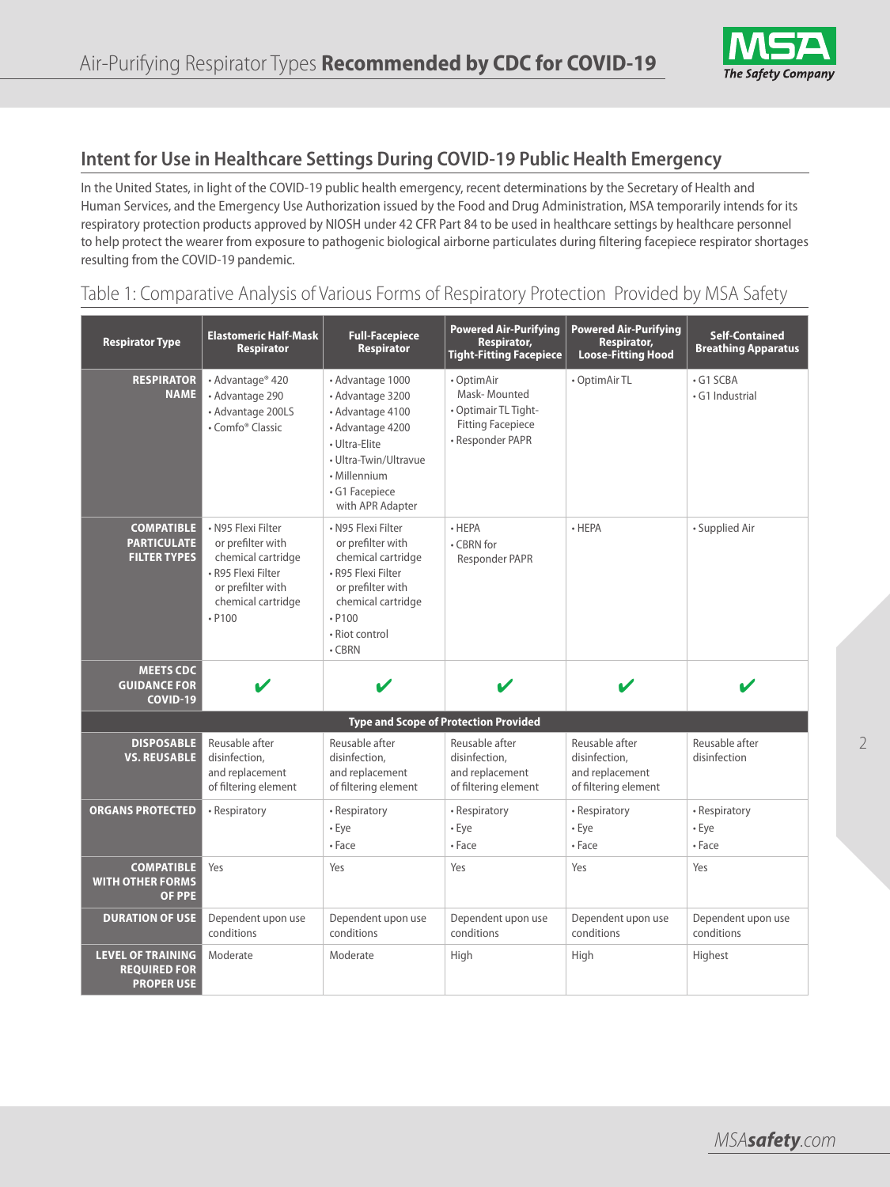# Air-Purifying Respirator Types **Recommended by CDC for COVID-19**

## Intent for Use in Healthcare Settings During COVID-19 Public Health Emergency

In the United States, in light of the COVID-19 public health emergency, recent determinations by the Secretary of Health and Human Services, and the Emergency Use Authorization issued by the Food and Drug Administration, MSA temporarily intends for its respiratory protection products approved by NIOSH under 42 CFR Part 84 to be used in healthcare settings by healthcare personnel to help protect the wearer from exposure to pathogenic biological airborne particulates during filtering facepiece respirator shortages resulting from the COVID-19 pandemic.

### Table 1: Comparative Analysis of Various Forms of Respiratory Protection Provided by MSA Safety

| Respirator Type | Elastomeric Half-Mask Respirator | Full-Facepiece Respirator | Powered Air-Purifying Respirator, Tight-Fitting Facepiece | Powered Air-Purifying Respirator, Loose-Fitting Hood | Self-Contained Breathing Apparatus |
|---|---|---|---|---|---|
| **RESPIRATOR NAME** | • Advantage® 420<br>• Advantage 290<br>• Advantage 200LS<br>• Comfo® Classic | • Advantage 1000<br>• Advantage 3200<br>• Advantage 4100<br>• Advantage 4200<br>• Ultra-Elite<br>• Ultra-Twin/Ultravue<br>• Millennium<br>• G1 Facepiece with APR Adapter | • OptimAir Mask- Mounted<br>• Optimair TL Tight-Fitting Facepiece<br>• Responder PAPR | • OptimAir TL | • G1 SCBA<br>• G1 Industrial |
| **COMPATIBLE PARTICULATE FILTER TYPES** | • N95 Flexi Filter or prefilter with chemical cartridge<br>• R95 Flexi Filter or prefilter with chemical cartridge<br>• P100 | • N95 Flexi Filter or prefilter with chemical cartridge<br>• R95 Flexi Filter or prefilter with chemical cartridge<br>• P100<br>• Riot control<br>• CBRN | • HEPA<br>• CBRN for Responder PAPR | • HEPA | • Supplied Air |
| **MEETS CDC GUIDANCE FOR COVID-19** | ✔ | ✔ | ✔ | ✔ | ✔ |
| **Type and Scope of Protection Provided** | | | | | |
| **DISPOSABLE VS. REUSABLE** | Reusable after disinfection, and replacement of filtering element | Reusable after disinfection, and replacement of filtering element | Reusable after disinfection, and replacement of filtering element | Reusable after disinfection, and replacement of filtering element | Reusable after disinfection |
| **ORGANS PROTECTED** | • Respiratory | • Respiratory<br>• Eye<br>• Face | • Respiratory<br>• Eye<br>• Face | • Respiratory<br>• Eye<br>• Face | • Respiratory<br>• Eye<br>• Face |
| **COMPATIBLE WITH OTHER FORMS OF PPE** | Yes | Yes | Yes | Yes | Yes |
| **DURATION OF USE** | Dependent upon use conditions | Dependent upon use conditions | Dependent upon use conditions | Dependent upon use conditions | Dependent upon use conditions |
| **LEVEL OF TRAINING REQUIRED FOR PROPER USE** | Moderate | Moderate | High | High | Highest |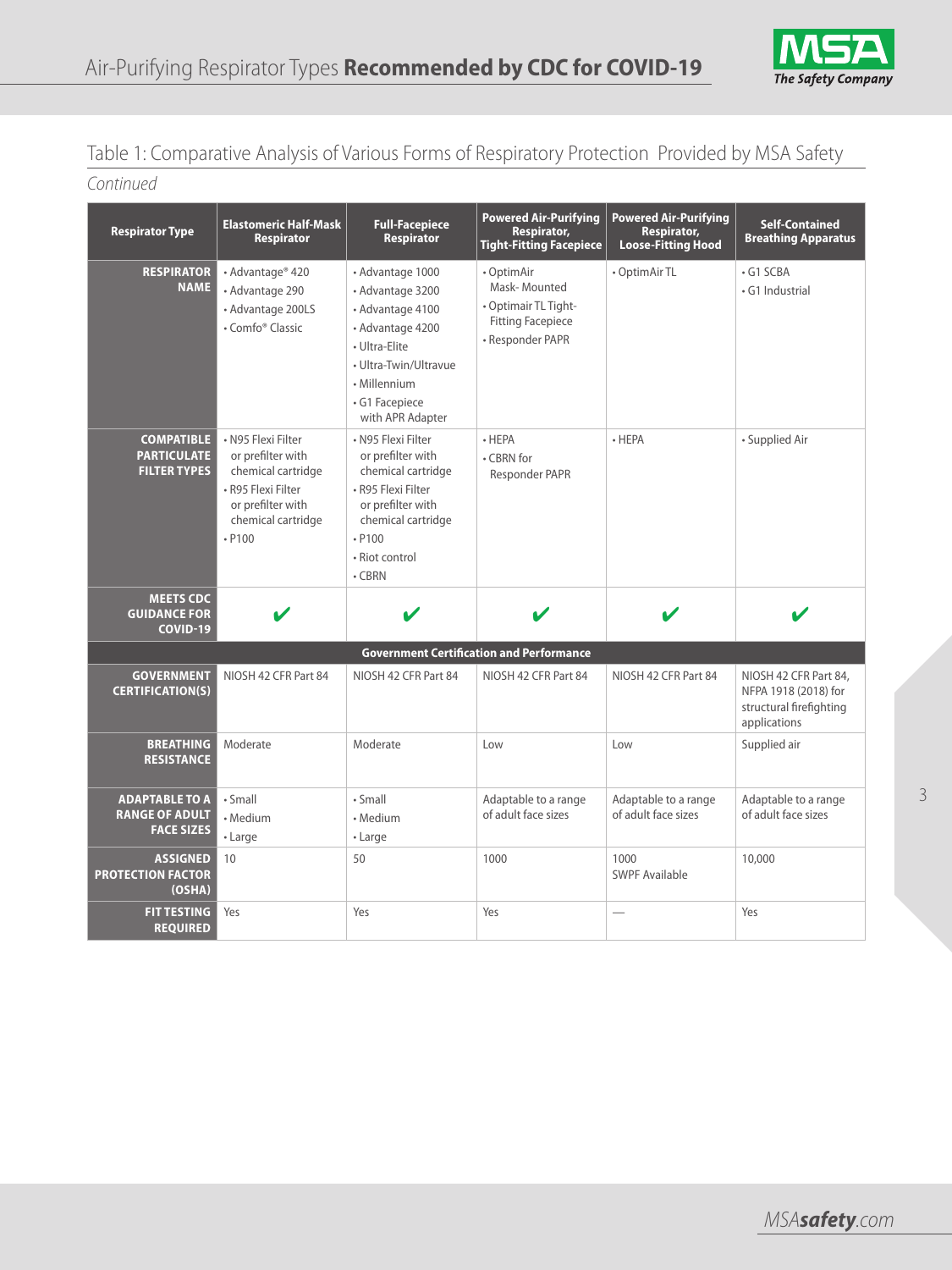## Air-Purifying Respirator Types **Recommended by CDC for COVID-19**

### Table 1: Comparative Analysis of Various Forms of Respiratory Protection Provided by MSA Safety

*Continued*

| Respirator Type | Elastomeric Half-Mask Respirator | Full-Facepiece Respirator | Powered Air-Purifying Respirator, Tight-Fitting Facepiece | Powered Air-Purifying Respirator, Loose-Fitting Hood | Self-Contained Breathing Apparatus |
|---|---|---|---|---|---|
| **RESPIRATOR NAME** | • Advantage® 420<br>• Advantage 290<br>• Advantage 200LS<br>• Comfo® Classic | • Advantage 1000<br>• Advantage 3200<br>• Advantage 4100<br>• Advantage 4200<br>• Ultra-Elite<br>• Ultra-Twin/Ultravue<br>• Millennium<br>• G1 Facepiece with APR Adapter | • OptimAir Mask- Mounted<br>• Optimair TL Tight-Fitting Facepiece<br>• Responder PAPR | • OptimAir TL | • G1 SCBA<br>• G1 Industrial |
| **COMPATIBLE PARTICULATE FILTER TYPES** | • N95 Flexi Filter or prefilter with chemical cartridge<br>• R95 Flexi Filter or prefilter with chemical cartridge<br>• P100 | • N95 Flexi Filter or prefilter with chemical cartridge<br>• R95 Flexi Filter or prefilter with chemical cartridge<br>• P100<br>• Riot control<br>• CBRN | • HEPA<br>• CBRN for Responder PAPR | • HEPA | • Supplied Air |
| **MEETS CDC GUIDANCE FOR COVID-19** | ✔ | ✔ | ✔ | ✔ | ✔ |
| **Government Certification and Performance** | | | | | |
| **GOVERNMENT CERTIFICATION(S)** | NIOSH 42 CFR Part 84 | NIOSH 42 CFR Part 84 | NIOSH 42 CFR Part 84 | NIOSH 42 CFR Part 84 | NIOSH 42 CFR Part 84, NFPA 1918 (2018) for structural firefighting applications |
| **BREATHING RESISTANCE** | Moderate | Moderate | Low | Low | Supplied air |
| **ADAPTABLE TO A RANGE OF ADULT FACE SIZES** | • Small<br>• Medium<br>• Large | • Small<br>• Medium<br>• Large | Adaptable to a range of adult face sizes | Adaptable to a range of adult face sizes | Adaptable to a range of adult face sizes |
| **ASSIGNED PROTECTION FACTOR (OSHA)** | 10 | 50 | 1000 | 1000<br>SWPF Available | 10,000 |
| **FIT TESTING REQUIRED** | Yes | Yes | Yes | — | Yes |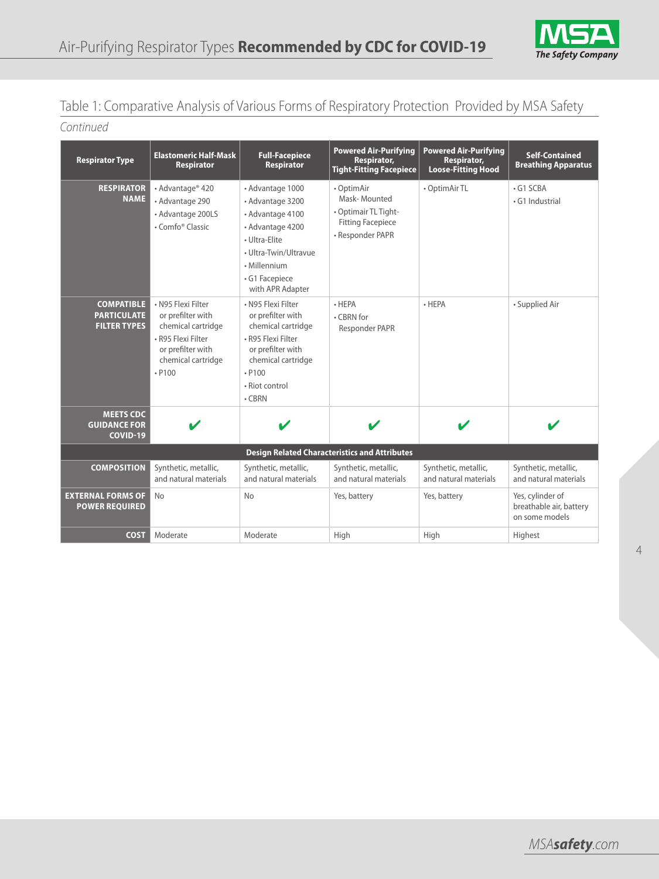# Air-Purifying Respirator Types **Recommended by CDC for COVID-19**

## Table 1: Comparative Analysis of Various Forms of Respiratory Protection Provided by MSA Safety

*Continued*

| Respirator Type | Elastomeric Half-Mask Respirator | Full-Facepiece Respirator | Powered Air-Purifying Respirator, Tight-Fitting Facepiece | Powered Air-Purifying Respirator, Loose-Fitting Hood | Self-Contained Breathing Apparatus |
|---|---|---|---|---|---|
| **RESPIRATOR NAME** | • Advantage® 420<br>• Advantage 290<br>• Advantage 200LS<br>• Comfo® Classic | • Advantage 1000<br>• Advantage 3200<br>• Advantage 4100<br>• Advantage 4200<br>• Ultra-Elite<br>• Ultra-Twin/Ultravue<br>• Millennium<br>• G1 Facepiece with APR Adapter | • OptimAir Mask- Mounted<br>• Optimair TL Tight-Fitting Facepiece<br>• Responder PAPR | • OptimAir TL | • G1 SCBA<br>• G1 Industrial |
| **COMPATIBLE PARTICULATE FILTER TYPES** | • N95 Flexi Filter or prefilter with chemical cartridge<br>• R95 Flexi Filter or prefilter with chemical cartridge<br>• P100 | • N95 Flexi Filter or prefilter with chemical cartridge<br>• R95 Flexi Filter or prefilter with chemical cartridge<br>• P100<br>• Riot control<br>• CBRN | • HEPA<br>• CBRN for Responder PAPR | • HEPA | • Supplied Air |
| **MEETS CDC GUIDANCE FOR COVID-19** | ✔ | ✔ | ✔ | ✔ | ✔ |
| **Design Related Characteristics and Attributes** | | | | | |
| **COMPOSITION** | Synthetic, metallic, and natural materials | Synthetic, metallic, and natural materials | Synthetic, metallic, and natural materials | Synthetic, metallic, and natural materials | Synthetic, metallic, and natural materials |
| **EXTERNAL FORMS OF POWER REQUIRED** | No | No | Yes, battery | Yes, battery | Yes, cylinder of breathable air, battery on some models |
| **COST** | Moderate | Moderate | High | High | Highest |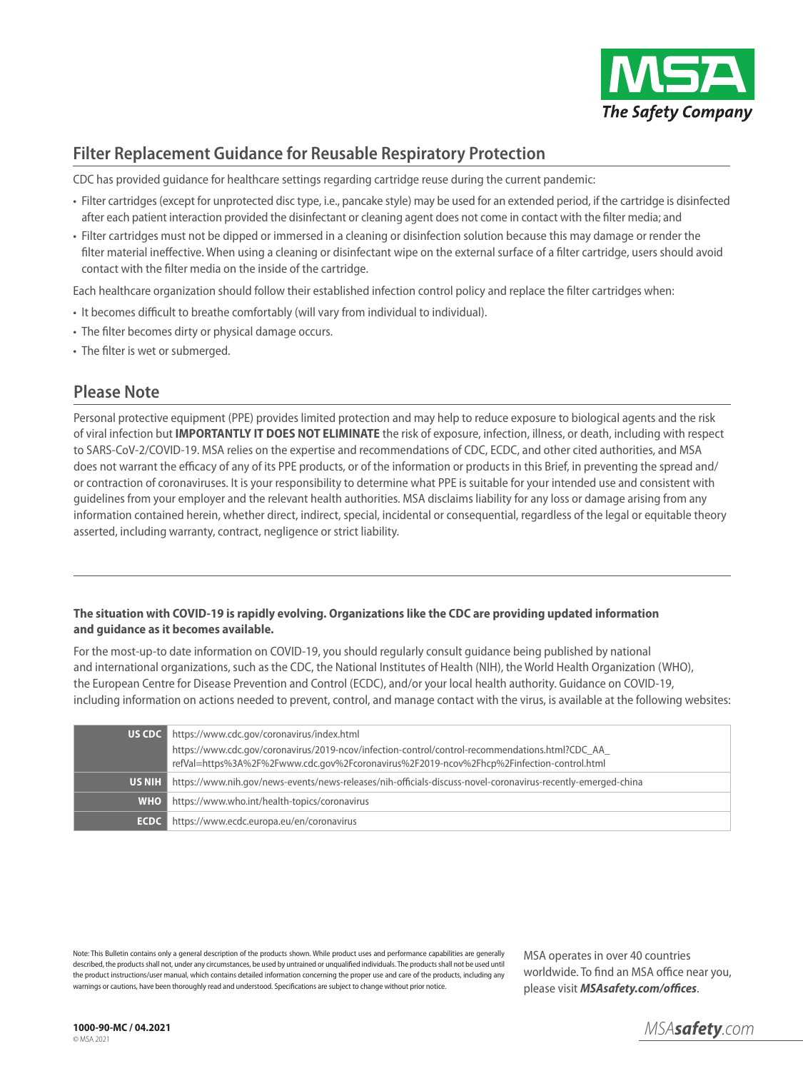## Filter Replacement Guidance for Reusable Respiratory Protection

CDC has provided guidance for healthcare settings regarding cartridge reuse during the current pandemic:

- Filter cartridges (except for unprotected disc type, i.e., pancake style) may be used for an extended period, if the cartridge is disinfected after each patient interaction provided the disinfectant or cleaning agent does not come in contact with the filter media; and
- Filter cartridges must not be dipped or immersed in a cleaning or disinfection solution because this may damage or render the filter material ineffective. When using a cleaning or disinfectant wipe on the external surface of a filter cartridge, users should avoid contact with the filter media on the inside of the cartridge.

Each healthcare organization should follow their established infection control policy and replace the filter cartridges when:

- It becomes difficult to breathe comfortably (will vary from individual to individual).
- The filter becomes dirty or physical damage occurs.
- The filter is wet or submerged.

## Please Note

Personal protective equipment (PPE) provides limited protection and may help to reduce exposure to biological agents and the risk of viral infection but **IMPORTANTLY IT DOES NOT ELIMINATE** the risk of exposure, infection, illness, or death, including with respect to SARS-CoV-2/COVID-19. MSA relies on the expertise and recommendations of CDC, ECDC, and other cited authorities, and MSA does not warrant the efficacy of any of its PPE products, or of the information or products in this Brief, in preventing the spread and/or contraction of coronaviruses. It is your responsibility to determine what PPE is suitable for your intended use and consistent with guidelines from your employer and the relevant health authorities. MSA disclaims liability for any loss or damage arising from any information contained herein, whether direct, indirect, special, incidental or consequential, regardless of the legal or equitable theory asserted, including warranty, contract, negligence or strict liability.

**The situation with COVID-19 is rapidly evolving. Organizations like the CDC are providing updated information and guidance as it becomes available.**

For the most-up-to date information on COVID-19, you should regularly consult guidance being published by national and international organizations, such as the CDC, the National Institutes of Health (NIH), the World Health Organization (WHO), the European Centre for Disease Prevention and Control (ECDC), and/or your local health authority. Guidance on COVID-19, including information on actions needed to prevent, control, and manage contact with the virus, is available at the following websites:

| | |
|---|---|
| **US CDC** | https://www.cdc.gov/coronavirus/index.html<br>https://www.cdc.gov/coronavirus/2019-ncov/infection-control/control-recommendations.html?CDC_AA_refVal=https%3A%2F%2Fwww.cdc.gov%2Fcoronavirus%2F2019-ncov%2Fhcp%2Finfection-control.html |
| **US NIH** | https://www.nih.gov/news-events/news-releases/nih-officials-discuss-novel-coronavirus-recently-emerged-china |
| **WHO** | https://www.who.int/health-topics/coronavirus |
| **ECDC** | https://www.ecdc.europa.eu/en/coronavirus |

Note: This Bulletin contains only a general description of the products shown. While product uses and performance capabilities are generally described, the products shall not, under any circumstances, be used by untrained or unqualified individuals. The products shall not be used until the product instructions/user manual, which contains detailed information concerning the proper use and care of the products, including any warnings or cautions, have been thoroughly read and understood. Specifications are subject to change without prior notice.

MSA operates in over 40 countries worldwide. To find an MSA office near you, please visit ***MSAsafety.com/offices***.

**1000-90-MC / 04.2021**
© MSA 2021